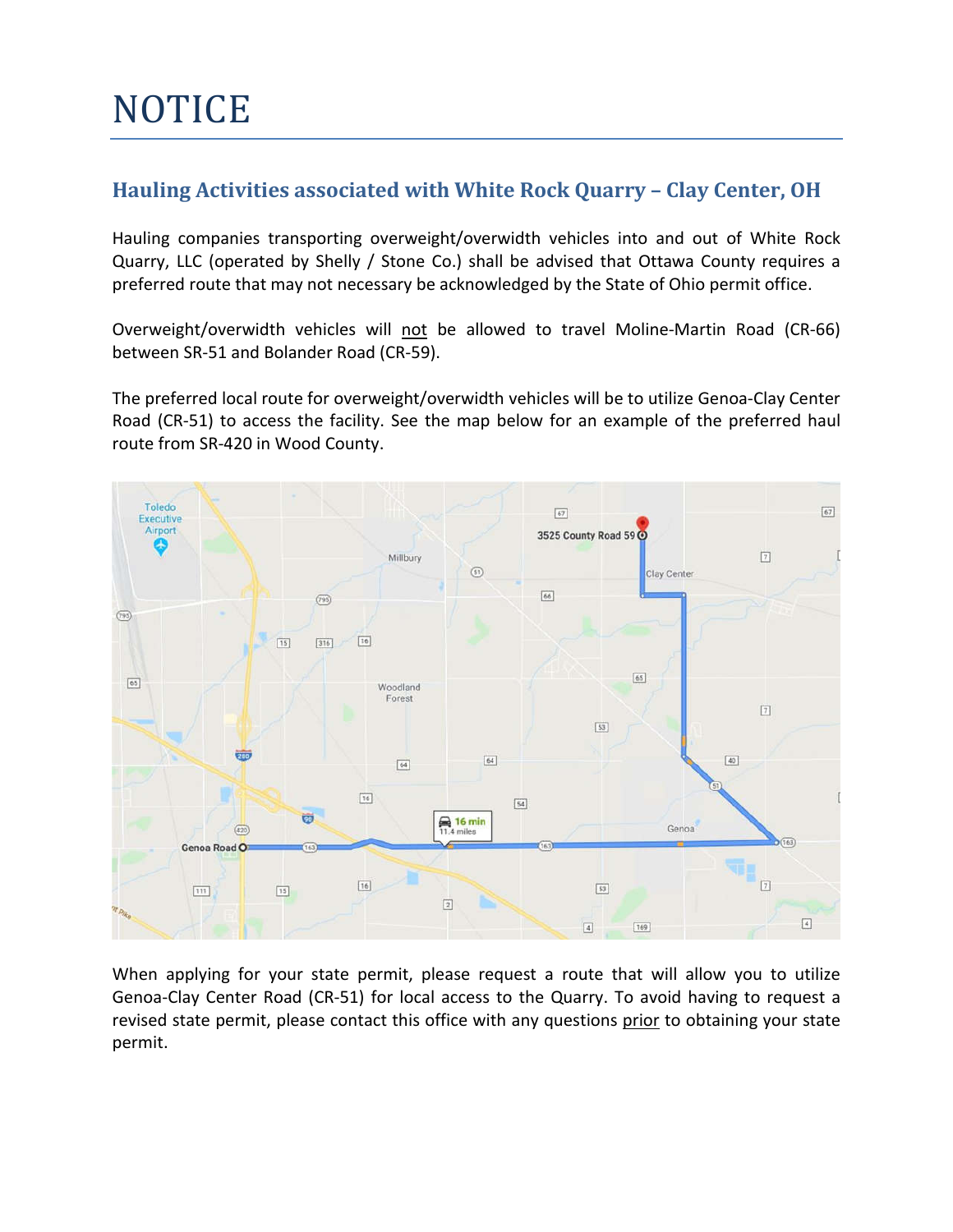# NOTICE

## Hauling Activities associated with White Rock Quarry – Clay Center, OH

Hauling companies transporting overweight/overwidth vehicles into and out of White Rock Quarry, LLC (operated by Shelly / Stone Co.) shall be advised that Ottawa County requires a preferred route that may not necessary be acknowledged by the State of Ohio permit office.

Overweight/overwidth vehicles will not be allowed to travel Moline-Martin Road (CR-66) between SR-51 and Bolander Road (CR-59).

The preferred local route for overweight/overwidth vehicles will be to utilize Genoa-Clay Center Road (CR-51) to access the facility. See the map below for an example of the preferred haul route from SR-420 in Wood County.

When applying for your state permit, please request a route that will allow you to utilize Genoa-Clay Center Road (CR-51) for local access to the Quarry. To avoid having to request a revised state permit, please contact this office with any questions prior to obtaining your state permit.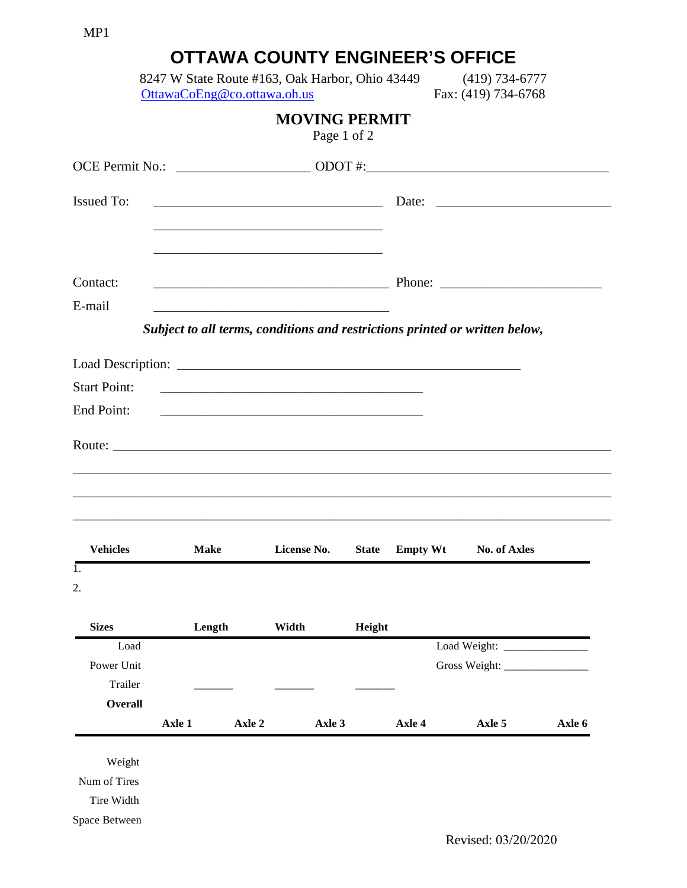MP1

# OTTAWA COUNTY ENGINEER'S OFFICE

8247 W State Route #163, Oak Harbor, Ohio 43449 (419) 734-6777
OttawaCoEng@co.ottawa.oh.us Fax: (419) 734-6768

## MOVING PERMIT

OCE Permit No.: ____________________ ODOT #: ____________________________________

Issued To: ___________________________________ Date: ___________________________

___________________________________

___________________________________

Contact: ___________________________________ Phone: _________________________

E-mail ___________________________________

***Subject to all terms, conditions and restrictions printed or written below,***

Load Description: ____________________________________________________

Start Point: ________________________________________

End Point: ________________________________________

Route: ___________________________________________________________________________

__________________________________________________________________________________

__________________________________________________________________________________

__________________________________________________________________________________

| Vehicles | Make | License No. | State | Empty Wt | No. of Axles |
|---|---|---|---|---|---|
| 1. | | | | | |
| 2. | | | | | |

| Sizes | Length | Width | Height | |
|---|---|---|---|---|
| Load | | | | Load Weight: _______________ |
| Power Unit | | | | Gross Weight: _______________ |
| Trailer | _______ | _______ | _______ | |
| **Overall** | | | | |

| | Axle 1 | Axle 2 | Axle 3 | Axle 4 | Axle 5 | Axle 6 |
|---|---|---|---|---|---|---|
| Weight | | | | | | |
| Num of Tires | | | | | | |
| Tire Width | | | | | | |
| Space Between | | | | | | |

Revised: 03/20/2020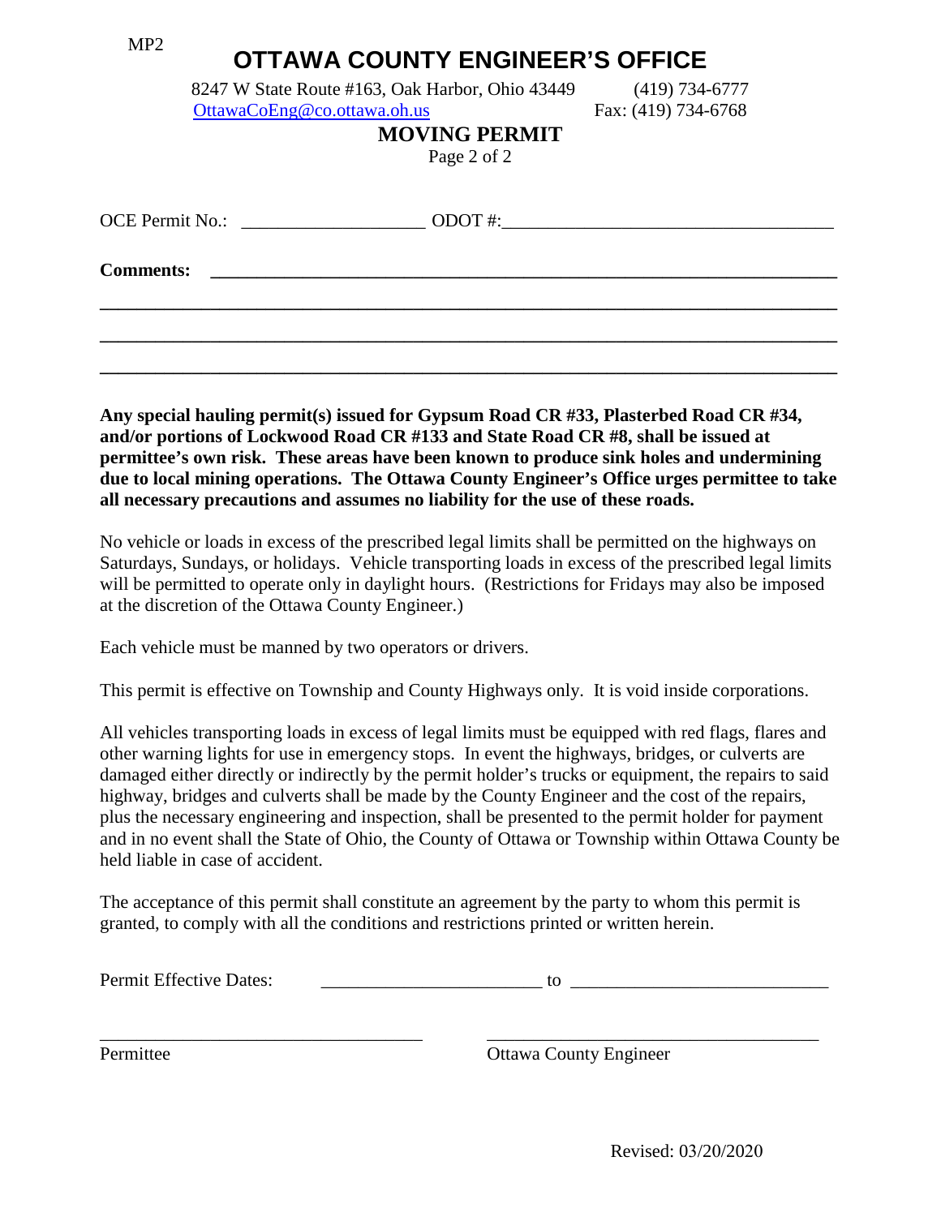MP2

# OTTAWA COUNTY ENGINEER'S OFFICE

8247 W State Route #163, Oak Harbor, Ohio 43449 (419) 734-6777
OttawaCoEng@co.ottawa.oh.us Fax: (419) 734-6768

## MOVING PERMIT

Page 2 of 2

OCE Permit No.: ____________________ ODOT #:____________________________________

**Comments:** ______________________________________________________________________

______________________________________________________________________________

______________________________________________________________________________

______________________________________________________________________________

**Any special hauling permit(s) issued for Gypsum Road CR #33, Plasterbed Road CR #34, and/or portions of Lockwood Road CR #133 and State Road CR #8, shall be issued at permittee's own risk. These areas have been known to produce sink holes and undermining due to local mining operations. The Ottawa County Engineer's Office urges permittee to take all necessary precautions and assumes no liability for the use of these roads.**

No vehicle or loads in excess of the prescribed legal limits shall be permitted on the highways on Saturdays, Sundays, or holidays. Vehicle transporting loads in excess of the prescribed legal limits will be permitted to operate only in daylight hours. (Restrictions for Fridays may also be imposed at the discretion of the Ottawa County Engineer.)

Each vehicle must be manned by two operators or drivers.

This permit is effective on Township and County Highways only. It is void inside corporations.

All vehicles transporting loads in excess of legal limits must be equipped with red flags, flares and other warning lights for use in emergency stops. In event the highways, bridges, or culverts are damaged either directly or indirectly by the permit holder's trucks or equipment, the repairs to said highway, bridges and culverts shall be made by the County Engineer and the cost of the repairs, plus the necessary engineering and inspection, shall be presented to the permit holder for payment and in no event shall the State of Ohio, the County of Ottawa or Township within Ottawa County be held liable in case of accident.

The acceptance of this permit shall constitute an agreement by the party to whom this permit is granted, to comply with all the conditions and restrictions printed or written herein.

Permit Effective Dates: ________________________ to ____________________________

___________________________________ ___________________________________

Permittee Ottawa County Engineer

Revised: 03/20/2020